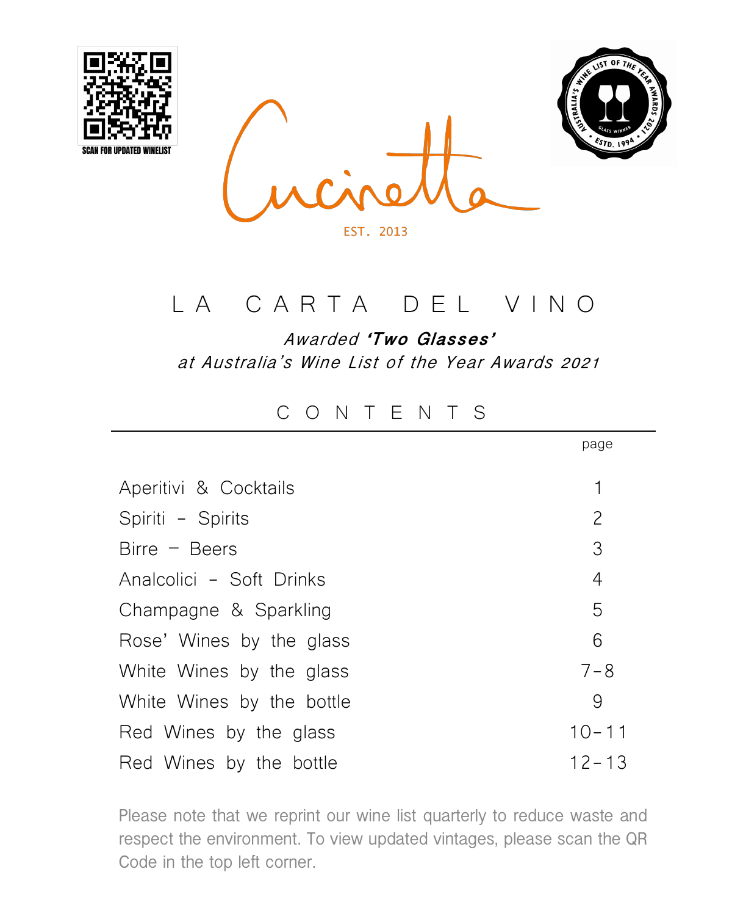SCAN FOR UPDATED WINELIST

# Cucinetta

EST. 2013

## L A C A R T A D E L V I N O

*Awarded **'Two Glasses'***
*at Australia's Wine List of the Year Awards 2021*

## C O N T E N T S

| | page |
|---|---|
| Aperitivi & Cocktails | 1 |
| Spiriti - Spirits | 2 |
| Birre – Beers | 3 |
| Analcolici - Soft Drinks | 4 |
| Champagne & Sparkling | 5 |
| Rose' Wines by the glass | 6 |
| White Wines by the glass | 7-8 |
| White Wines by the bottle | 9 |
| Red Wines by the glass | 10-11 |
| Red Wines by the bottle | 12-13 |

Please note that we reprint our wine list quarterly to reduce waste and respect the environment. To view updated vintages, please scan the QR Code in the top left corner.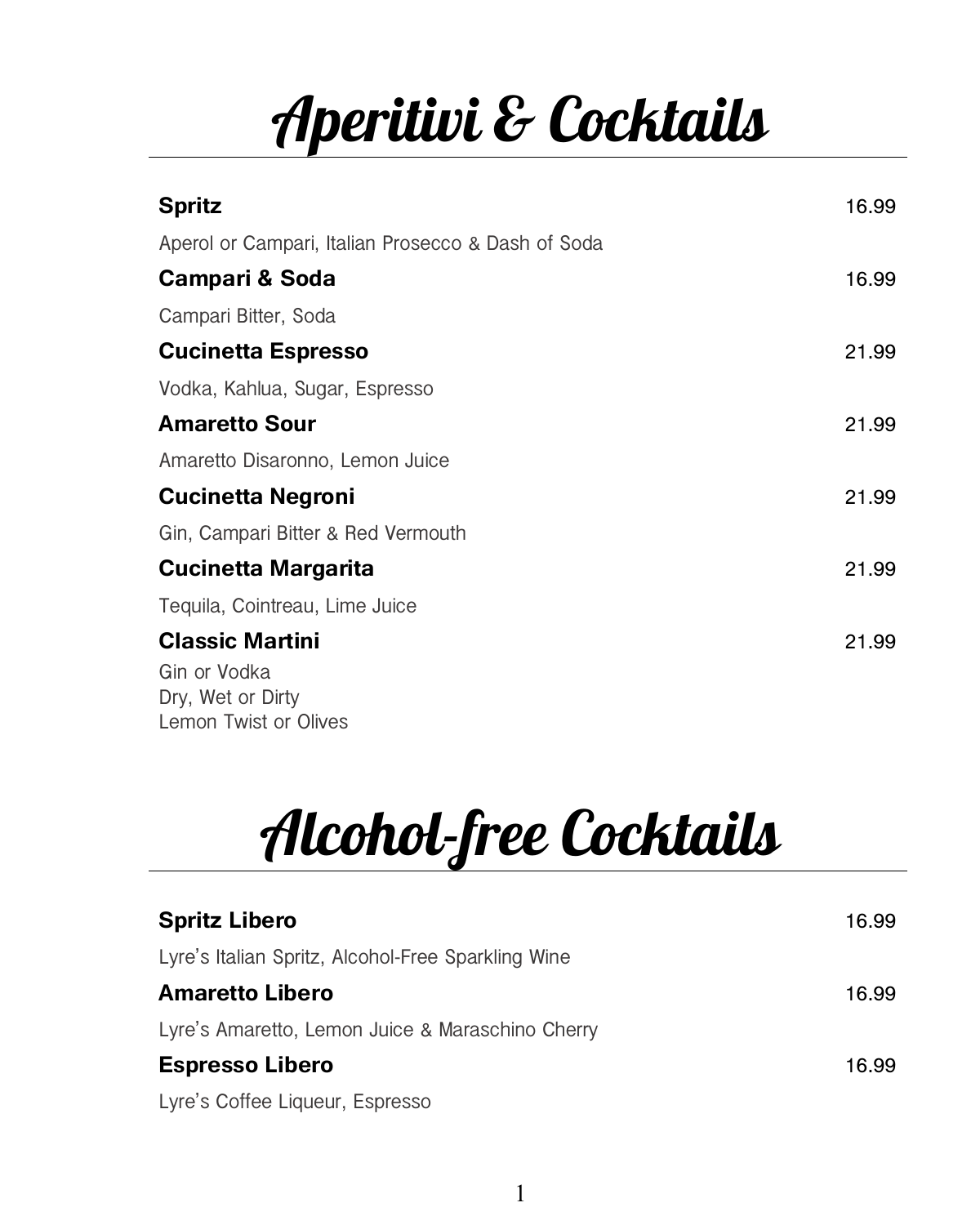# Aperitivi & Cocktails

**Spritz** 16.99

Aperol or Campari, Italian Prosecco & Dash of Soda

**Campari & Soda** 16.99

Campari Bitter, Soda

**Cucinetta Espresso** 21.99

Vodka, Kahlua, Sugar, Espresso

**Amaretto Sour** 21.99

Amaretto Disaronno, Lemon Juice

**Cucinetta Negroni** 21.99

Gin, Campari Bitter & Red Vermouth

**Cucinetta Margarita** 21.99

Tequila, Cointreau, Lime Juice

**Classic Martini** 21.99

Gin or Vodka
Dry, Wet or Dirty
Lemon Twist or Olives

# Alcohol-free Cocktails

**Spritz Libero** 16.99

Lyre's Italian Spritz, Alcohol-Free Sparkling Wine

**Amaretto Libero** 16.99

Lyre's Amaretto, Lemon Juice & Maraschino Cherry

**Espresso Libero** 16.99

Lyre's Coffee Liqueur, Espresso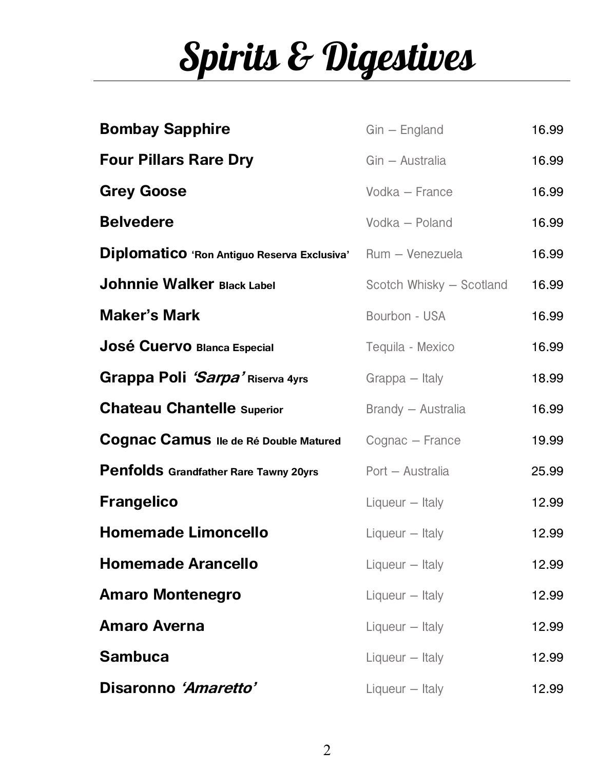# Spirits & Digestives

| Name | Type – Origin | Price |
|---|---|---|
| **Bombay Sapphire** | Gin – England | 16.99 |
| **Four Pillars Rare Dry** | Gin – Australia | 16.99 |
| **Grey Goose** | Vodka – France | 16.99 |
| **Belvedere** | Vodka – Poland | 16.99 |
| **Diplomatico** **'Ron Antiguo Reserva Exclusiva'** | Rum – Venezuela | 16.99 |
| **Johnnie Walker** **Black Label** | Scotch Whisky – Scotland | 16.99 |
| **Maker's Mark** | Bourbon - USA | 16.99 |
| **José Cuervo** **Blanca Especial** | Tequila - Mexico | 16.99 |
| **Grappa Poli** ***'Sarpa'*** **Riserva 4yrs** | Grappa – Italy | 18.99 |
| **Chateau Chantelle** **Superior** | Brandy – Australia | 16.99 |
| **Cognac Camus** **Ile de Ré Double Matured** | Cognac – France | 19.99 |
| **Penfolds** **Grandfather Rare Tawny 20yrs** | Port – Australia | 25.99 |
| **Frangelico** | Liqueur – Italy | 12.99 |
| **Homemade Limoncello** | Liqueur – Italy | 12.99 |
| **Homemade Arancello** | Liqueur – Italy | 12.99 |
| **Amaro Montenegro** | Liqueur – Italy | 12.99 |
| **Amaro Averna** | Liqueur – Italy | 12.99 |
| **Sambuca** | Liqueur – Italy | 12.99 |
| **Disaronno** ***'Amaretto'*** | Liqueur – Italy | 12.99 |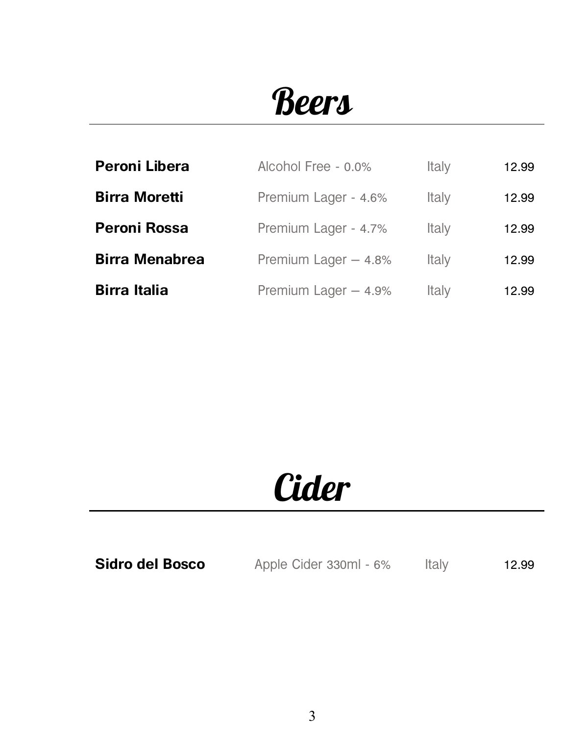# Beers

| | | | |
|---|---|---|---|
| **Peroni Libera** | Alcohol Free - 0.0% | Italy | 12.99 |
| **Birra Moretti** | Premium Lager - 4.6% | Italy | 12.99 |
| **Peroni Rossa** | Premium Lager - 4.7% | Italy | 12.99 |
| **Birra Menabrea** | Premium Lager – 4.8% | Italy | 12.99 |
| **Birra Italia** | Premium Lager – 4.9% | Italy | 12.99 |

# Cider

| | | | |
|---|---|---|---|
| **Sidro del Bosco** | Apple Cider 330ml - 6% | Italy | 12.99 |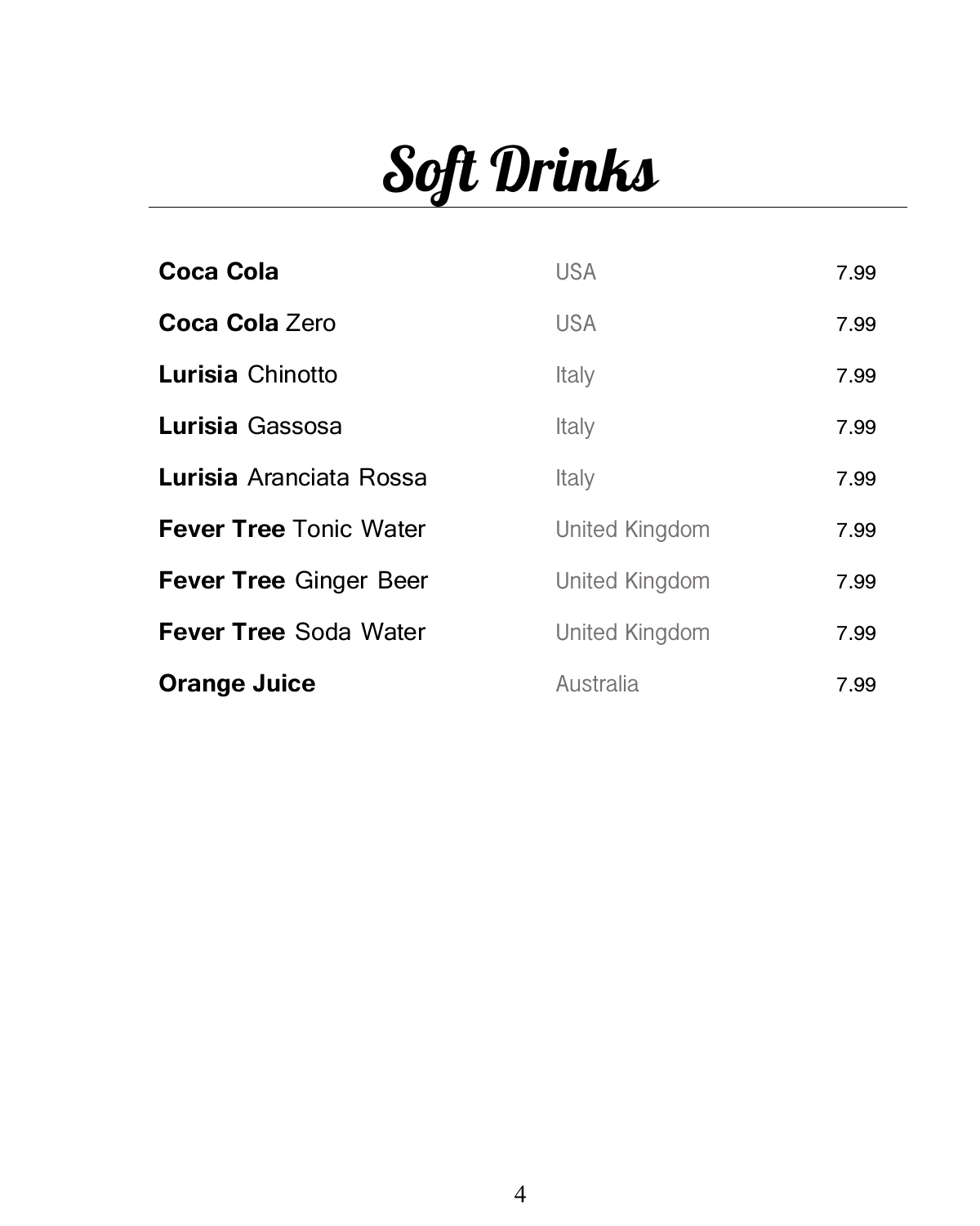# Soft Drinks

| | | |
|---|---|---|
| **Coca Cola** | USA | 7.99 |
| **Coca Cola** Zero | USA | 7.99 |
| **Lurisia** Chinotto | Italy | 7.99 |
| **Lurisia** Gassosa | Italy | 7.99 |
| **Lurisia** Aranciata Rossa | Italy | 7.99 |
| **Fever Tree** Tonic Water | United Kingdom | 7.99 |
| **Fever Tree** Ginger Beer | United Kingdom | 7.99 |
| **Fever Tree** Soda Water | United Kingdom | 7.99 |
| **Orange Juice** | Australia | 7.99 |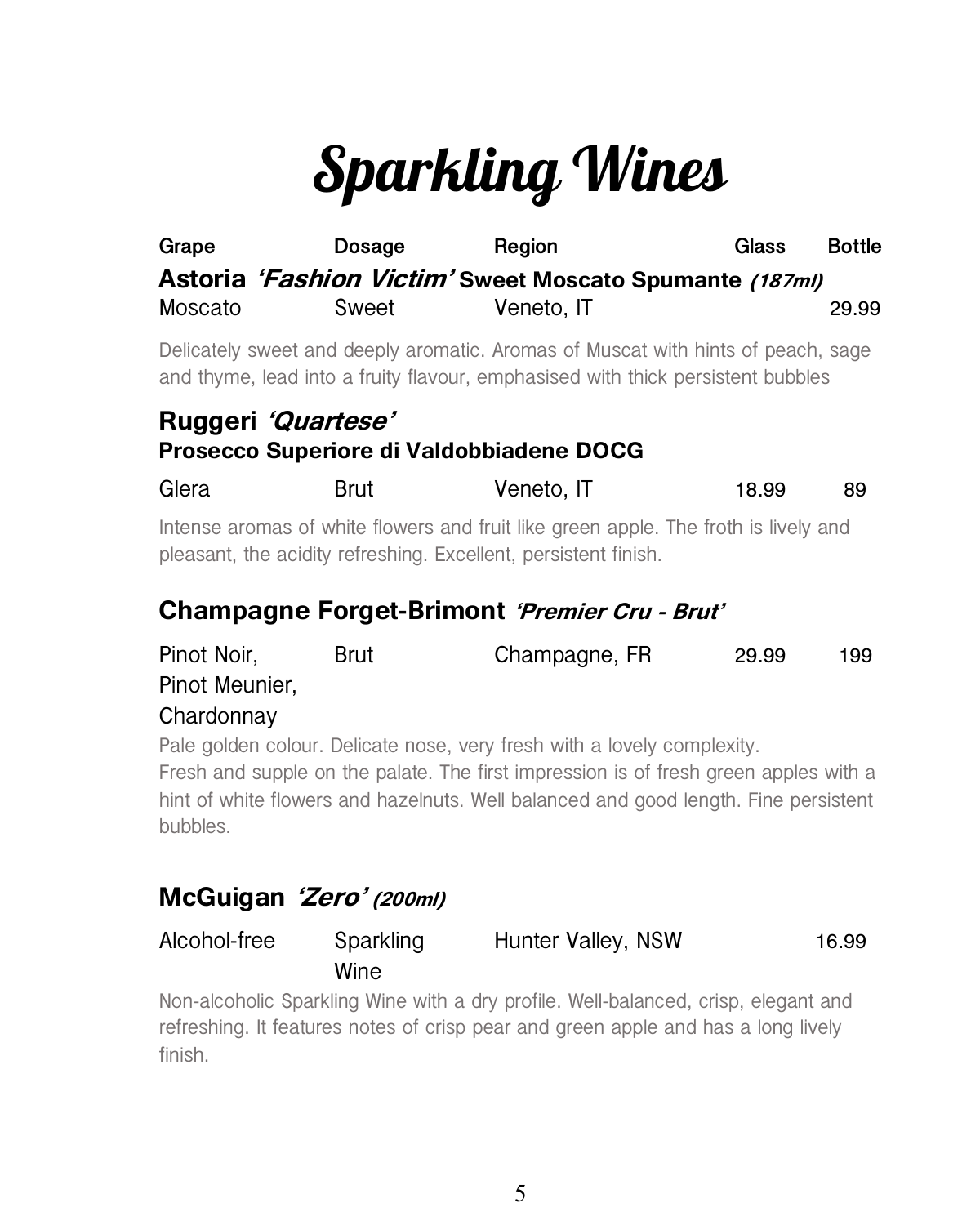# Sparkling Wines

| Grape | Dosage | Region | Glass | Bottle |
| --- | --- | --- | --- | --- |

**Astoria *'Fashion Victim'* Sweet Moscato Spumante *(187ml)***

| Grape | Dosage | Region | Glass | Bottle |
| --- | --- | --- | --- | --- |
| Moscato | Sweet | Veneto, IT | | 29.99 |

Delicately sweet and deeply aromatic. Aromas of Muscat with hints of peach, sage and thyme, lead into a fruity flavour, emphasised with thick persistent bubbles

**Ruggeri *'Quartese'***
**Prosecco Superiore di Valdobbiadene DOCG**

| Grape | Dosage | Region | Glass | Bottle |
| --- | --- | --- | --- | --- |
| Glera | Brut | Veneto, IT | 18.99 | 89 |

Intense aromas of white flowers and fruit like green apple. The froth is lively and pleasant, the acidity refreshing. Excellent, persistent finish.

**Champagne Forget-Brimont *'Premier Cru - Brut'***

| Grape | Dosage | Region | Glass | Bottle |
| --- | --- | --- | --- | --- |
| Pinot Noir, Pinot Meunier, Chardonnay | Brut | Champagne, FR | 29.99 | 199 |

Pale golden colour. Delicate nose, very fresh with a lovely complexity.
Fresh and supple on the palate. The first impression is of fresh green apples with a hint of white flowers and hazelnuts. Well balanced and good length. Fine persistent bubbles.

**McGuigan *'Zero' (200ml)***

| Grape | Dosage | Region | Glass | Bottle |
| --- | --- | --- | --- | --- |
| Alcohol-free | Sparkling Wine | Hunter Valley, NSW | | 16.99 |

Non-alcoholic Sparkling Wine with a dry profile. Well-balanced, crisp, elegant and refreshing. It features notes of crisp pear and green apple and has a long lively finish.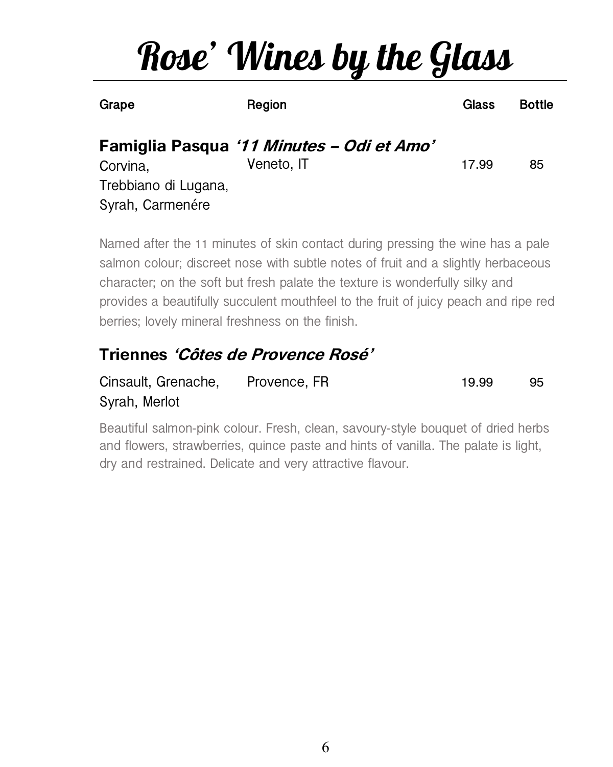# Rose' Wines by the Glass

| Grape | Region | Glass | Bottle |
|---|---|---|---|

### **Famiglia Pasqua** ***'11 Minutes – Odi et Amo'***

| Grape | Region | Glass | Bottle |
|---|---|---|---|
| Corvina, Trebbiano di Lugana, Syrah, Carmenére | Veneto, IT | 17.99 | 85 |

Named after the 11 minutes of skin contact during pressing the wine has a pale salmon colour; discreet nose with subtle notes of fruit and a slightly herbaceous character; on the soft but fresh palate the texture is wonderfully silky and provides a beautifully succulent mouthfeel to the fruit of juicy peach and ripe red berries; lovely mineral freshness on the finish.

### **Triennes** ***'Côtes de Provence Rosé'***

| Grape | Region | Glass | Bottle |
|---|---|---|---|
| Cinsault, Grenache, Syrah, Merlot | Provence, FR | 19.99 | 95 |

Beautiful salmon-pink colour. Fresh, clean, savoury-style bouquet of dried herbs and flowers, strawberries, quince paste and hints of vanilla. The palate is light, dry and restrained. Delicate and very attractive flavour.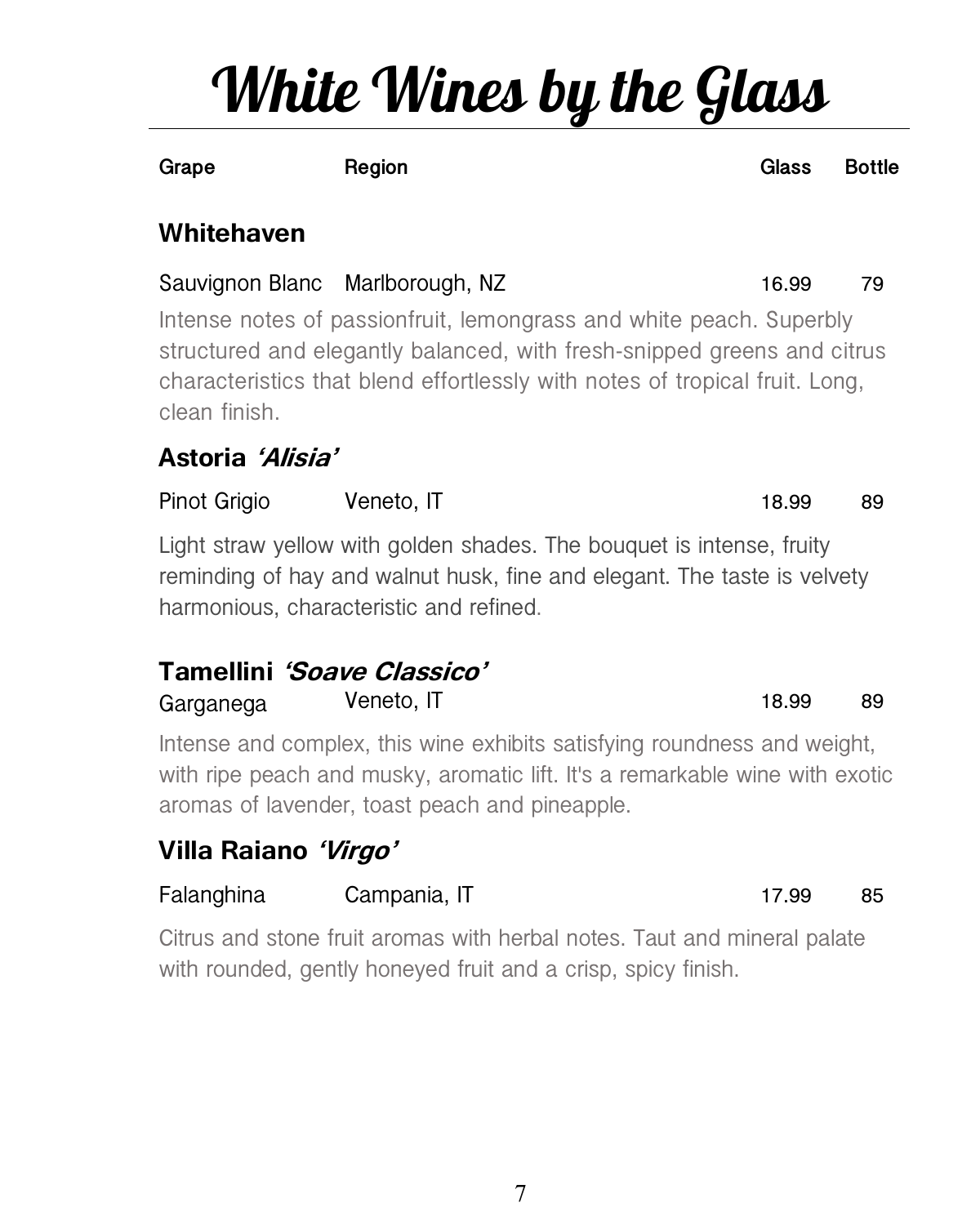# White Wines by the Glass

| Grape | Region | Glass | Bottle |
| --- | --- | --- | --- |

### Whitehaven

| Sauvignon Blanc | Marlborough, NZ | 16.99 | 79 |
| --- | --- | --- | --- |

Intense notes of passionfruit, lemongrass and white peach. Superbly structured and elegantly balanced, with fresh-snipped greens and citrus characteristics that blend effortlessly with notes of tropical fruit. Long, clean finish.

### Astoria *'Alisia'*

| Pinot Grigio | Veneto, IT | 18.99 | 89 |
| --- | --- | --- | --- |

Light straw yellow with golden shades. The bouquet is intense, fruity reminding of hay and walnut husk, fine and elegant. The taste is velvety harmonious, characteristic and refined.

### Tamellini *'Soave Classico'*

| Garganega | Veneto, IT | 18.99 | 89 |
| --- | --- | --- | --- |

Intense and complex, this wine exhibits satisfying roundness and weight, with ripe peach and musky, aromatic lift. It's a remarkable wine with exotic aromas of lavender, toast peach and pineapple.

### Villa Raiano *'Virgo'*

| Falanghina | Campania, IT | 17.99 | 85 |
| --- | --- | --- | --- |

Citrus and stone fruit aromas with herbal notes. Taut and mineral palate with rounded, gently honeyed fruit and a crisp, spicy finish.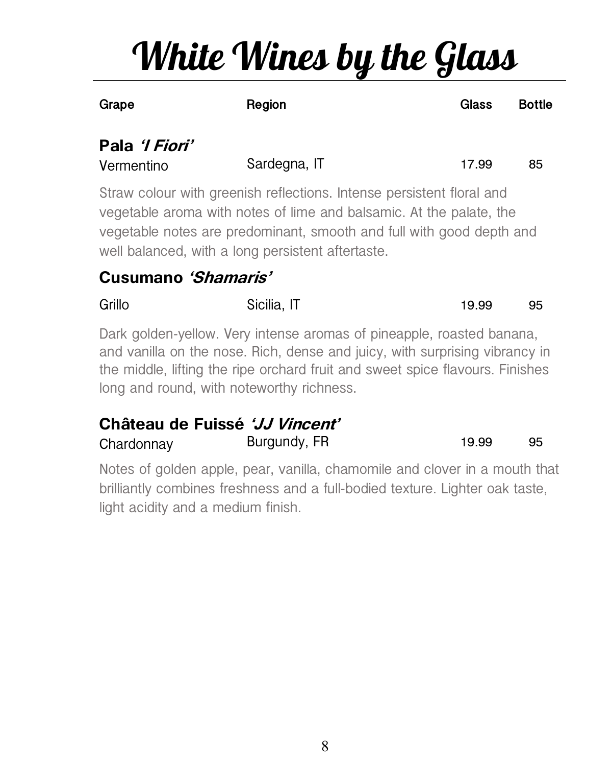# White Wines by the Glass

| Grape | Region | Glass | Bottle |
|---|---|---|---|

**Pala *'I Fiori'***

| Vermentino | Sardegna, IT | 17.99 | 85 |
|---|---|---|---|

Straw colour with greenish reflections. Intense persistent floral and vegetable aroma with notes of lime and balsamic. At the palate, the vegetable notes are predominant, smooth and full with good depth and well balanced, with a long persistent aftertaste.

**Cusumano *'Shamaris'***

| Grillo | Sicilia, IT | 19.99 | 95 |
|---|---|---|---|

Dark golden-yellow. Very intense aromas of pineapple, roasted banana, and vanilla on the nose. Rich, dense and juicy, with surprising vibrancy in the middle, lifting the ripe orchard fruit and sweet spice flavours. Finishes long and round, with noteworthy richness.

**Château de Fuissé *'JJ Vincent'***

| Chardonnay | Burgundy, FR | 19.99 | 95 |
|---|---|---|---|

Notes of golden apple, pear, vanilla, chamomile and clover in a mouth that brilliantly combines freshness and a full-bodied texture. Lighter oak taste, light acidity and a medium finish.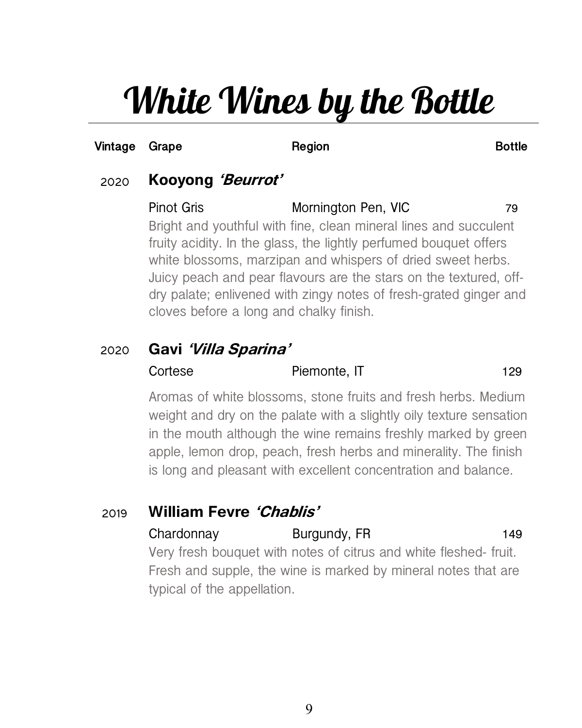# White Wines by the Bottle

**Vintage** **Grape** **Region** **Bottle**

2020 **Kooyong *'Beurrot'***

Pinot Gris — Mornington Pen, VIC — 79

Bright and youthful with fine, clean mineral lines and succulent fruity acidity. In the glass, the lightly perfumed bouquet offers white blossoms, marzipan and whispers of dried sweet herbs. Juicy peach and pear flavours are the stars on the textured, off-dry palate; enlivened with zingy notes of fresh-grated ginger and cloves before a long and chalky finish.

2020 **Gavi *'Villa Sparina'***

Cortese — Piemonte, IT — 129

Aromas of white blossoms, stone fruits and fresh herbs. Medium weight and dry on the palate with a slightly oily texture sensation in the mouth although the wine remains freshly marked by green apple, lemon drop, peach, fresh herbs and minerality. The finish is long and pleasant with excellent concentration and balance.

2019 **William Fevre *'Chablis'***

Chardonnay — Burgundy, FR — 149

Very fresh bouquet with notes of citrus and white fleshed- fruit. Fresh and supple, the wine is marked by mineral notes that are typical of the appellation.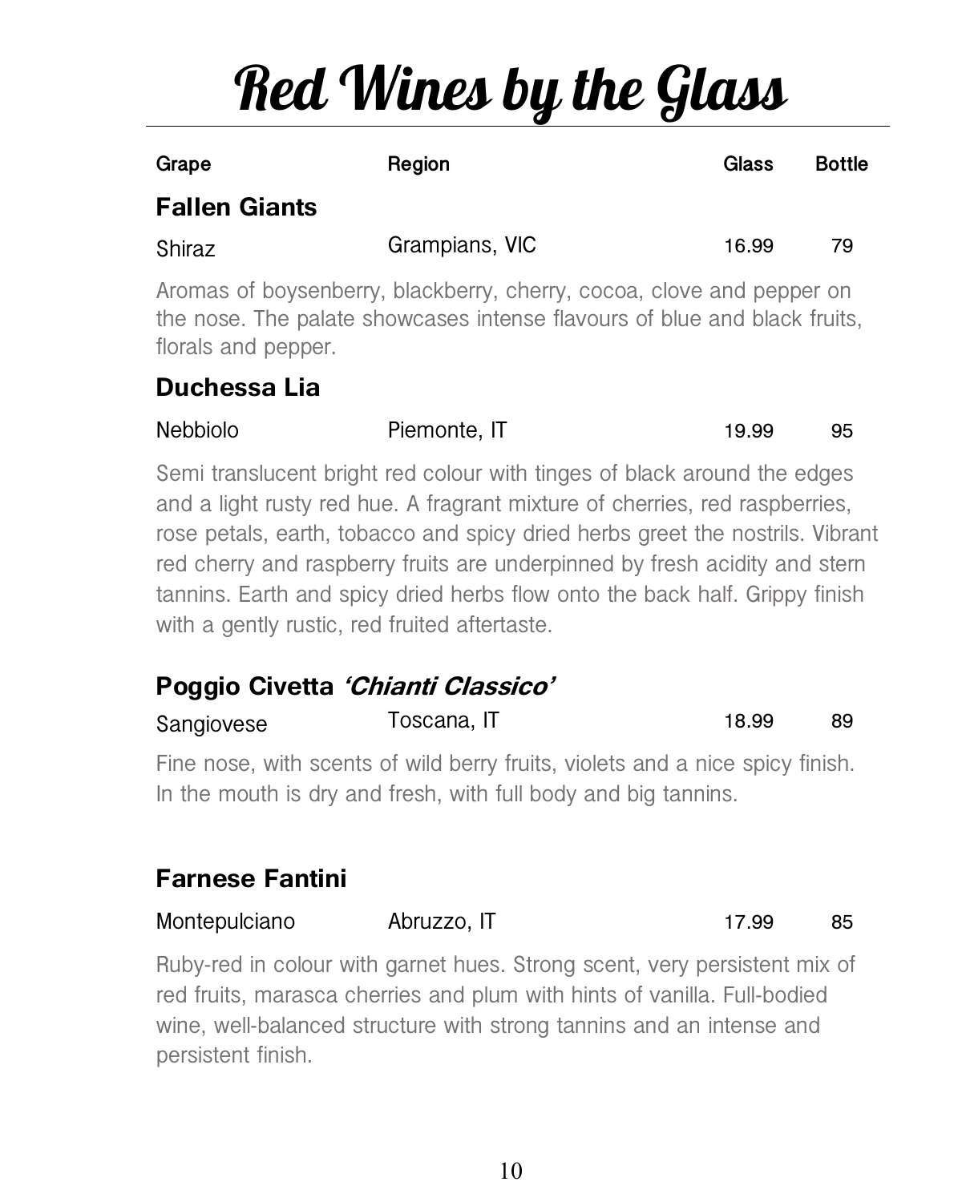# Red Wines by the Glass

| Grape | Region | Glass | Bottle |
|---|---|---|---|

### Fallen Giants

| | | | |
|---|---|---|---|
| Shiraz | Grampians, VIC | 16.99 | 79 |

Aromas of boysenberry, blackberry, cherry, cocoa, clove and pepper on the nose. The palate showcases intense flavours of blue and black fruits, florals and pepper.

### Duchessa Lia

| | | | |
|---|---|---|---|
| Nebbiolo | Piemonte, IT | 19.99 | 95 |

Semi translucent bright red colour with tinges of black around the edges and a light rusty red hue. A fragrant mixture of cherries, red raspberries, rose petals, earth, tobacco and spicy dried herbs greet the nostrils. Vibrant red cherry and raspberry fruits are underpinned by fresh acidity and stern tannins. Earth and spicy dried herbs flow onto the back half. Grippy finish with a gently rustic, red fruited aftertaste.

### Poggio Civetta *'Chianti Classico'*

| | | | |
|---|---|---|---|
| Sangiovese | Toscana, IT | 18.99 | 89 |

Fine nose, with scents of wild berry fruits, violets and a nice spicy finish. In the mouth is dry and fresh, with full body and big tannins.

### Farnese Fantini

| | | | |
|---|---|---|---|
| Montepulciano | Abruzzo, IT | 17.99 | 85 |

Ruby-red in colour with garnet hues. Strong scent, very persistent mix of red fruits, marasca cherries and plum with hints of vanilla. Full-bodied wine, well-balanced structure with strong tannins and an intense and persistent finish.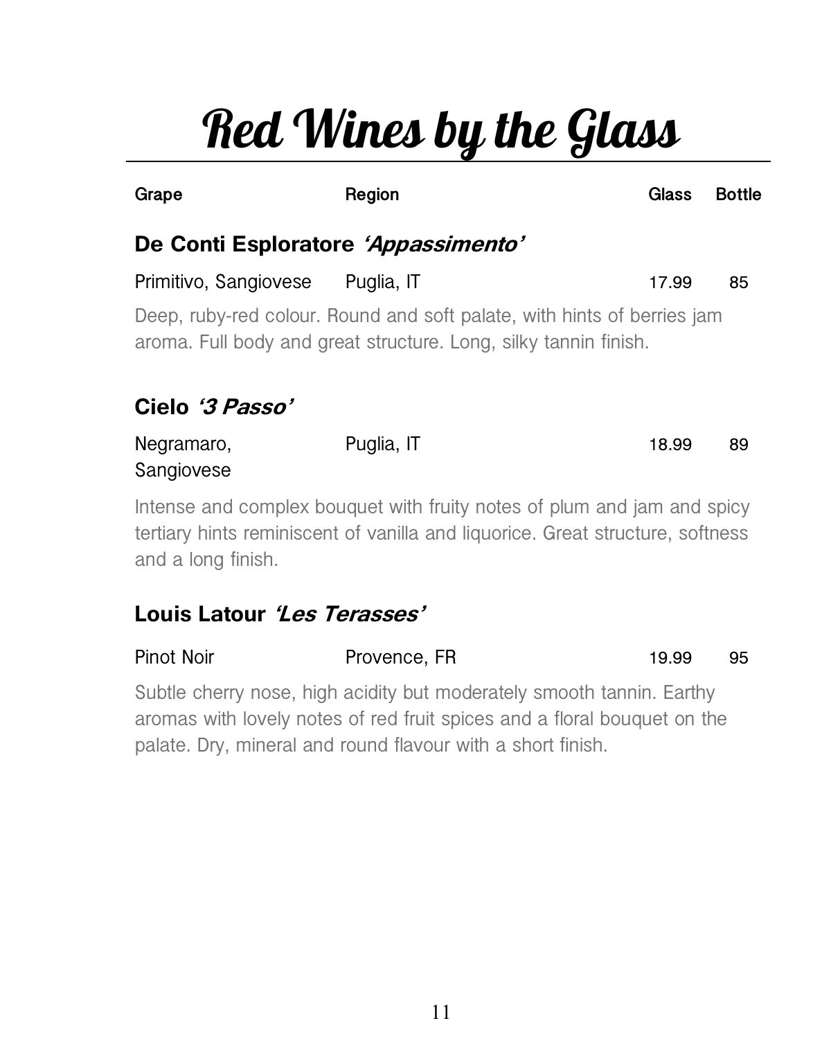# Red Wines by the Glass

| Grape | Region | Glass | Bottle |
|---|---|---|---|

### De Conti Esploratore *'Appassimento'*

| Primitivo, Sangiovese | Puglia, IT | 17.99 | 85 |
|---|---|---|---|

Deep, ruby-red colour. Round and soft palate, with hints of berries jam aroma. Full body and great structure. Long, silky tannin finish.

### Cielo *'3 Passo'*

| Negramaro, Sangiovese | Puglia, IT | 18.99 | 89 |
|---|---|---|---|

Intense and complex bouquet with fruity notes of plum and jam and spicy tertiary hints reminiscent of vanilla and liquorice. Great structure, softness and a long finish.

### Louis Latour *'Les Terasses'*

| Pinot Noir | Provence, FR | 19.99 | 95 |
|---|---|---|---|

Subtle cherry nose, high acidity but moderately smooth tannin. Earthy aromas with lovely notes of red fruit spices and a floral bouquet on the palate. Dry, mineral and round flavour with a short finish.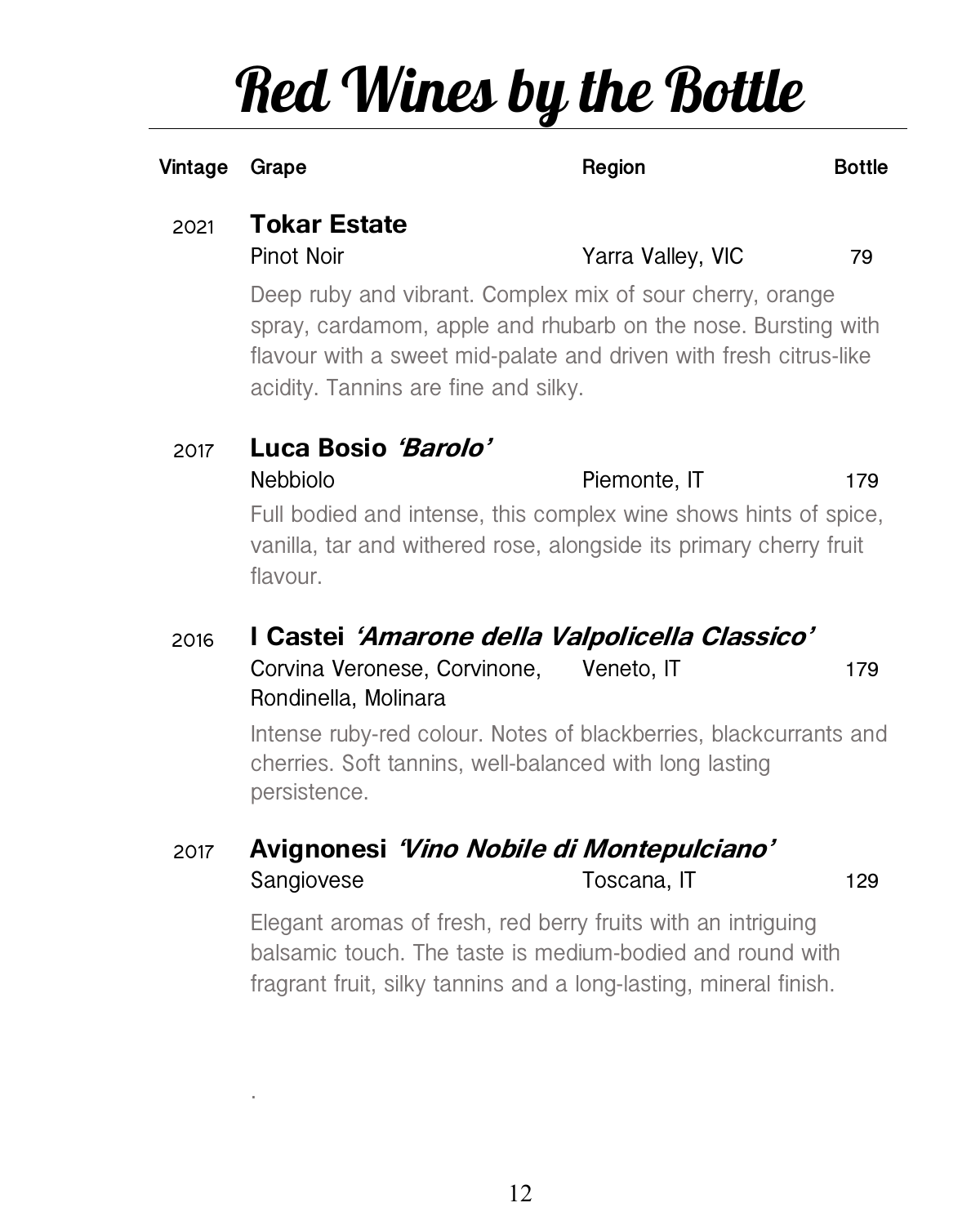# Red Wines by the Bottle

| Vintage | Grape | Region | Bottle |
|---|---|---|---|
| 2021 | **Tokar Estate** | | |
| | Pinot Noir | Yarra Valley, VIC | 79 |
| | Deep ruby and vibrant. Complex mix of sour cherry, orange spray, cardamom, apple and rhubarb on the nose. Bursting with flavour with a sweet mid-palate and driven with fresh citrus-like acidity. Tannins are fine and silky. | | |
| 2017 | **Luca Bosio *'Barolo'*** | | |
| | Nebbiolo | Piemonte, IT | 179 |
| | Full bodied and intense, this complex wine shows hints of spice, vanilla, tar and withered rose, alongside its primary cherry fruit flavour. | | |
| 2016 | **I Castei *'Amarone della Valpolicella Classico'*** | | |
| | Corvina Veronese, Corvinone, Rondinella, Molinara | Veneto, IT | 179 |
| | Intense ruby-red colour. Notes of blackberries, blackcurrants and cherries. Soft tannins, well-balanced with long lasting persistence. | | |
| 2017 | **Avignonesi *'Vino Nobile di Montepulciano'*** | | |
| | Sangiovese | Toscana, IT | 129 |
| | Elegant aromas of fresh, red berry fruits with an intriguing balsamic touch. The taste is medium-bodied and round with fragrant fruit, silky tannins and a long-lasting, mineral finish. | | |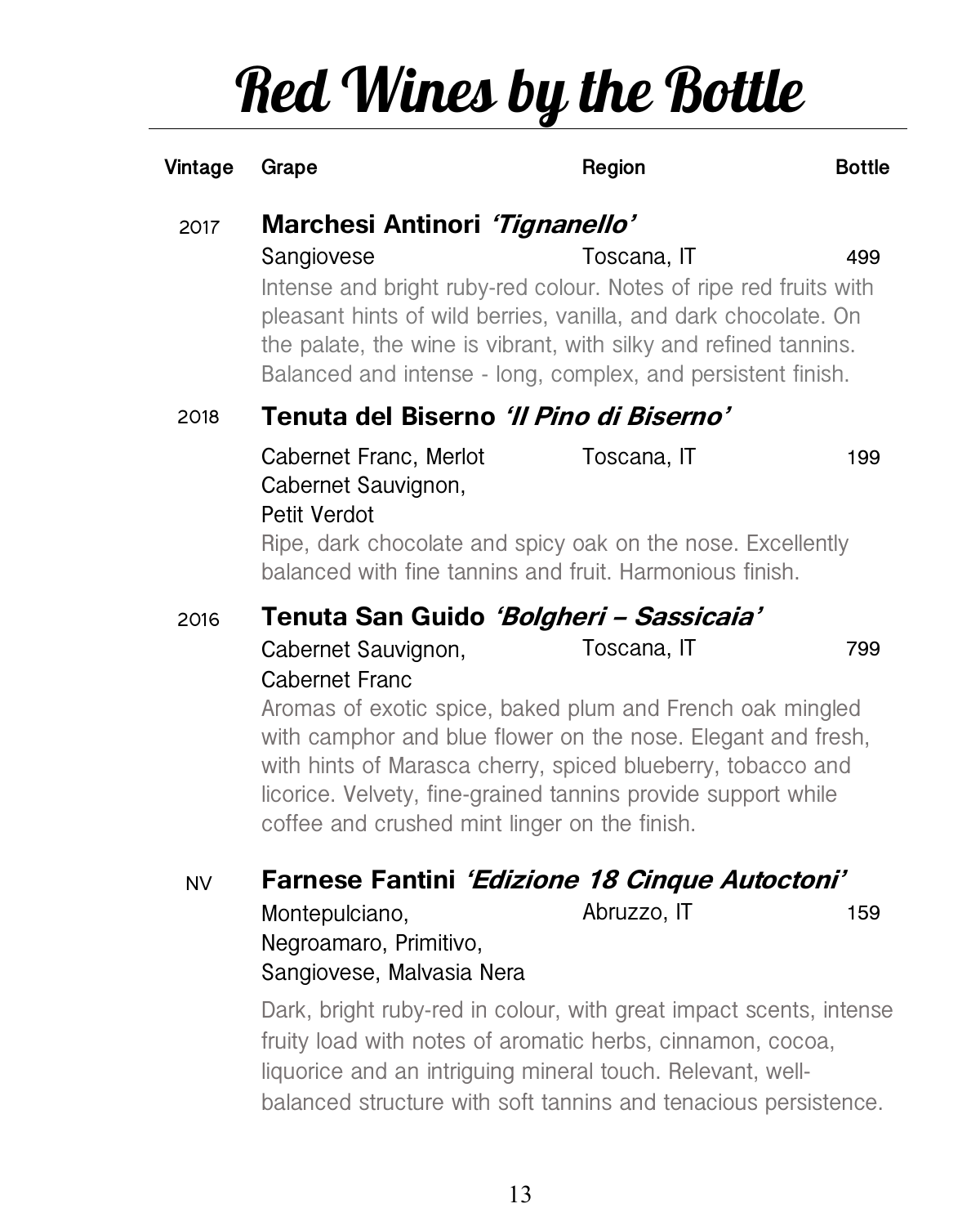# Red Wines by the Bottle

| Vintage | Grape | Region | Bottle |
|---|---|---|---|
| 2017 | **Marchesi Antinori *'Tignanello'*** | | |
| | Sangiovese | Toscana, IT | 499 |
| | Intense and bright ruby-red colour. Notes of ripe red fruits with pleasant hints of wild berries, vanilla, and dark chocolate. On the palate, the wine is vibrant, with silky and refined tannins. Balanced and intense - long, complex, and persistent finish. | | |
| 2018 | **Tenuta del Biserno *'Il Pino di Biserno'*** | | |
| | Cabernet Franc, Merlot Cabernet Sauvignon, Petit Verdot | Toscana, IT | 199 |
| | Ripe, dark chocolate and spicy oak on the nose. Excellently balanced with fine tannins and fruit. Harmonious finish. | | |
| 2016 | **Tenuta San Guido *'Bolgheri – Sassicaia'*** | | |
| | Cabernet Sauvignon, Cabernet Franc | Toscana, IT | 799 |
| | Aromas of exotic spice, baked plum and French oak mingled with camphor and blue flower on the nose. Elegant and fresh, with hints of Marasca cherry, spiced blueberry, tobacco and licorice. Velvety, fine-grained tannins provide support while coffee and crushed mint linger on the finish. | | |
| NV | **Farnese Fantini *'Edizione 18 Cinque Autoctoni'*** | | |
| | Montepulciano, Negroamaro, Primitivo, Sangiovese, Malvasia Nera | Abruzzo, IT | 159 |
| | Dark, bright ruby-red in colour, with great impact scents, intense fruity load with notes of aromatic herbs, cinnamon, cocoa, liquorice and an intriguing mineral touch. Relevant, well-balanced structure with soft tannins and tenacious persistence. | | |